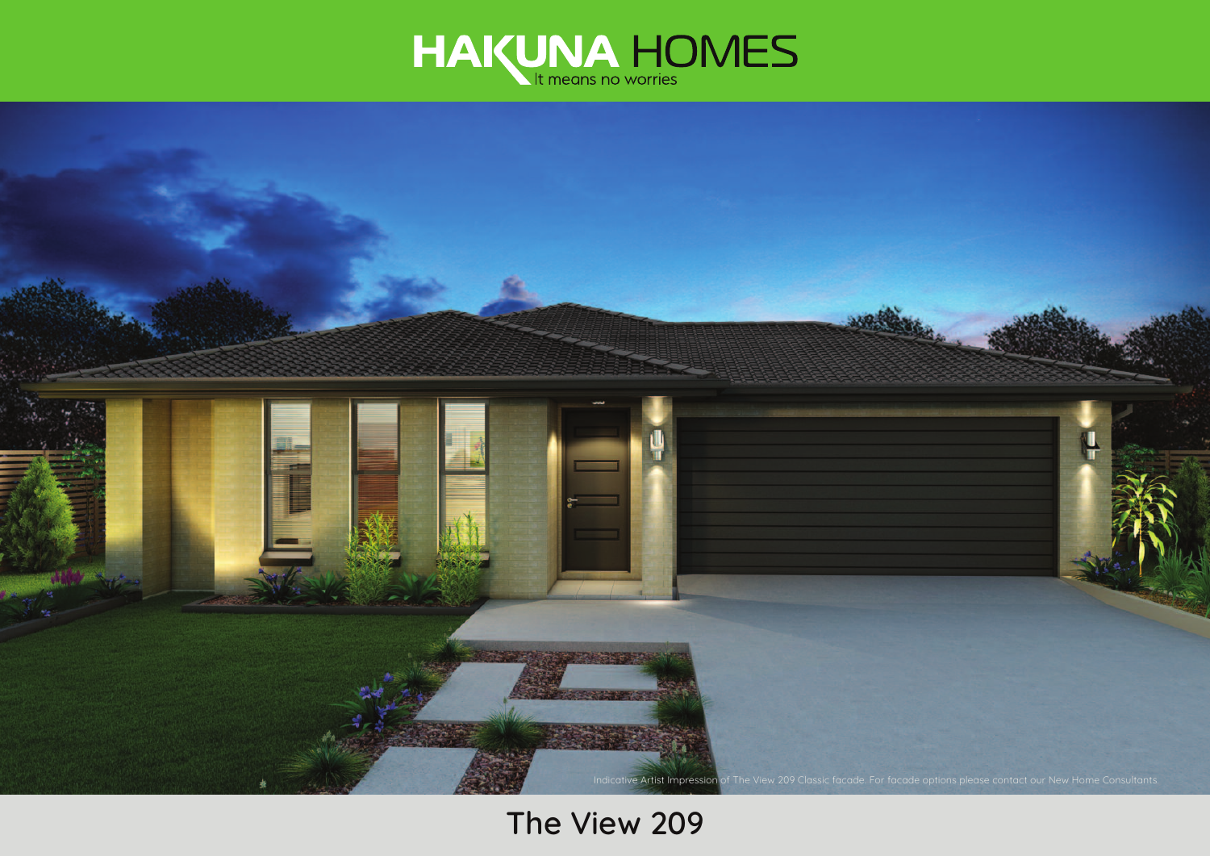# HAKUNA HOMES

It means no worries

Indicative Artist Impression of The View 209 Classic facade. For facade options please contact our New Home Consultants.

## The View 209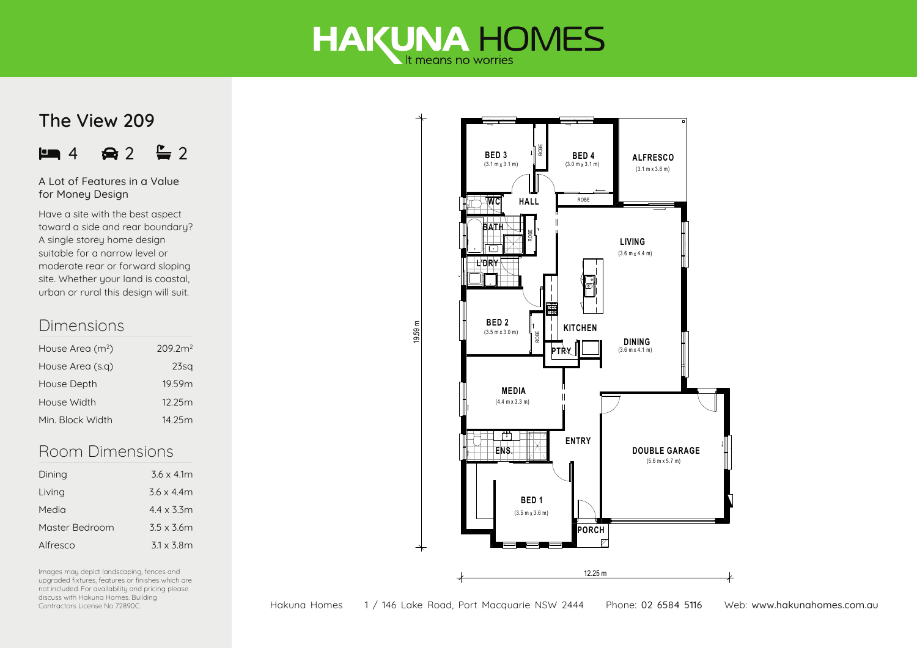# HAKUNA HOMES

It means no worries

## The View 209

4 2 2

A Lot of Features in a Value for Money Design

Have a site with the best aspect toward a side and rear boundary? A single storey home design suitable for a narrow level or moderate rear or forward sloping site. Whether your land is coastal, urban or rural this design will suit.

## Dimensions

| | |
|---|---|
| House Area ($m^2$) | $209.2m^2$ |
| House Area (s.q) | 23sq |
| House Depth | 19.59m |
| House Width | 12.25m |
| Min. Block Width | 14.25m |

## Room Dimensions

| | |
|---|---|
| Dining | 3.6 x 4.1m |
| Living | 3.6 x 4.4m |
| Media | 4.4 x 3.3m |
| Master Bedroom | 3.5 x 3.6m |
| Alfresco | 3.1 x 3.8m |

Images may depict landscaping, fences and upgraded fixtures, features or finishes which are not included. For availability and pricing please discuss with Hakuna Homes. Building Contractors License No 72890C.

BED 3 (3.1 m x 3.1 m)
ROBE
BED 4 (3.0 m x 3.1 m)
ALFRESCO (3.1 m x 3.8 m)
ROBE
WC
HALL
BATH
ROBE
LIVING (3.6 m x 4.4 m)
L'DRY
BED 2 (3.5 m x 3.0 m)
ROBE
KITCHEN
PTRY
DINING (3.6 m x 4.1 m)
MEDIA (4.4 m x 3.3 m)
ENTRY
ENS.
DOUBLE GARAGE (5.6 m x 5.7 m)
BED 1 (3.5 m x 3.6 m)
PORCH
19.59 m
12.25 m

Hakuna Homes 1 / 146 Lake Road, Port Macquarie NSW 2444 Phone: 02 6584 5116 Web: www.hakunahomes.com.au